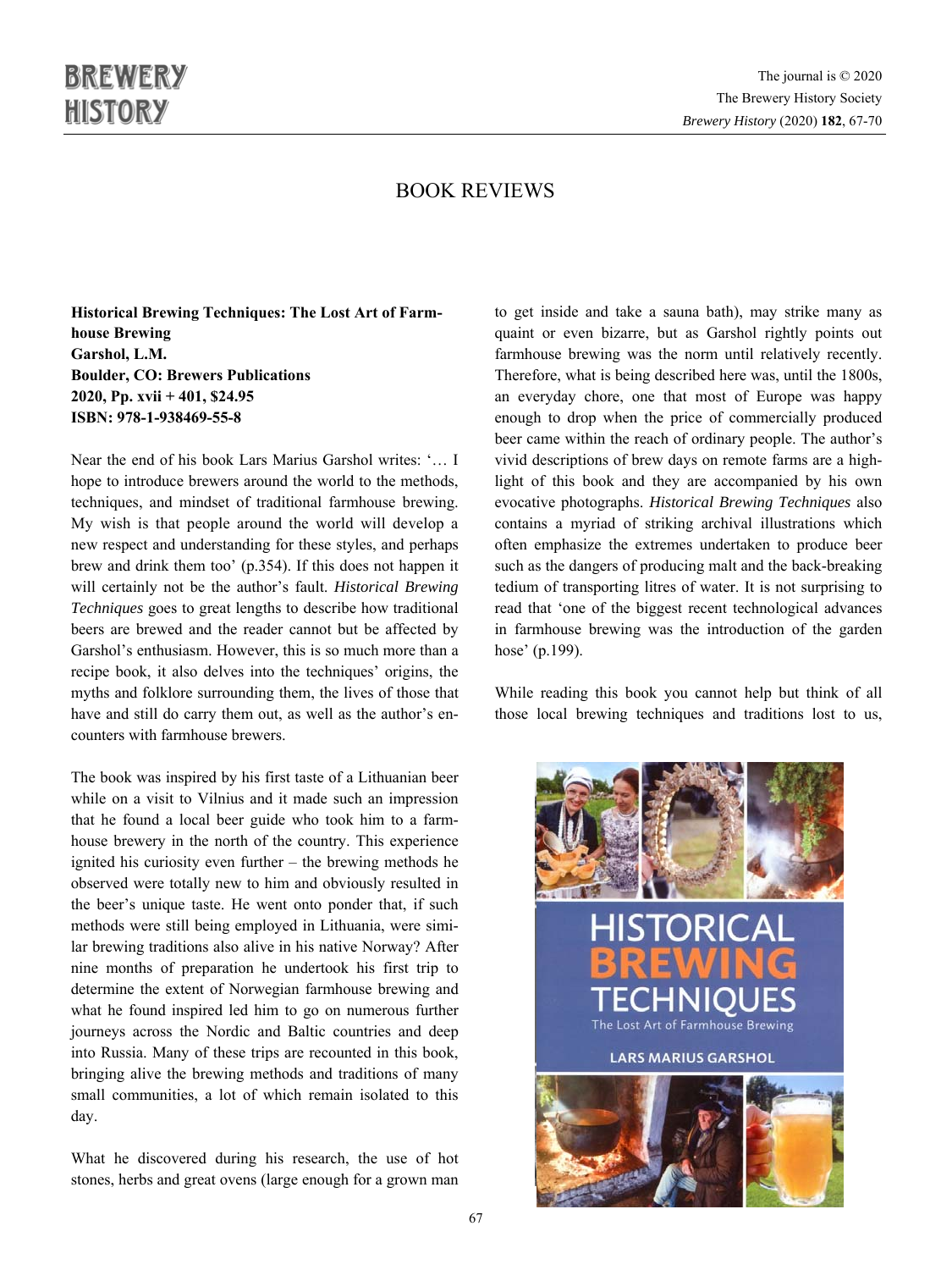# BOOK REVIEWS

**Historical Brewing Techniques: The Lost Art of Farmhouse Brewing**
**Garshol, L.M.**
**Boulder, CO: Brewers Publications**
**2020, Pp. xvii + 401, $24.95**
**ISBN: 978-1-938469-55-8**

Near the end of his book Lars Marius Garshol writes: '… I hope to introduce brewers around the world to the methods, techniques, and mindset of traditional farmhouse brewing. My wish is that people around the world will develop a new respect and understanding for these styles, and perhaps brew and drink them too' (p.354). If this does not happen it will certainly not be the author's fault. *Historical Brewing Techniques* goes to great lengths to describe how traditional beers are brewed and the reader cannot but be affected by Garshol's enthusiasm. However, this is so much more than a recipe book, it also delves into the techniques' origins, the myths and folklore surrounding them, the lives of those that have and still do carry them out, as well as the author's encounters with farmhouse brewers.

The book was inspired by his first taste of a Lithuanian beer while on a visit to Vilnius and it made such an impression that he found a local beer guide who took him to a farmhouse brewery in the north of the country. This experience ignited his curiosity even further – the brewing methods he observed were totally new to him and obviously resulted in the beer's unique taste. He went onto ponder that, if such methods were still being employed in Lithuania, were similar brewing traditions also alive in his native Norway? After nine months of preparation he undertook his first trip to determine the extent of Norwegian farmhouse brewing and what he found inspired led him to go on numerous further journeys across the Nordic and Baltic countries and deep into Russia. Many of these trips are recounted in this book, bringing alive the brewing methods and traditions of many small communities, a lot of which remain isolated to this day.

What he discovered during his research, the use of hot stones, herbs and great ovens (large enough for a grown man to get inside and take a sauna bath), may strike many as quaint or even bizarre, but as Garshol rightly points out farmhouse brewing was the norm until relatively recently. Therefore, what is being described here was, until the 1800s, an everyday chore, one that most of Europe was happy enough to drop when the price of commercially produced beer came within the reach of ordinary people. The author's vivid descriptions of brew days on remote farms are a highlight of this book and they are accompanied by his own evocative photographs. *Historical Brewing Techniques* also contains a myriad of striking archival illustrations which often emphasize the extremes undertaken to produce beer such as the dangers of producing malt and the back-breaking tedium of transporting litres of water. It is not surprising to read that 'one of the biggest recent technological advances in farmhouse brewing was the introduction of the garden hose' (p.199).

While reading this book you cannot help but think of all those local brewing techniques and traditions lost to us,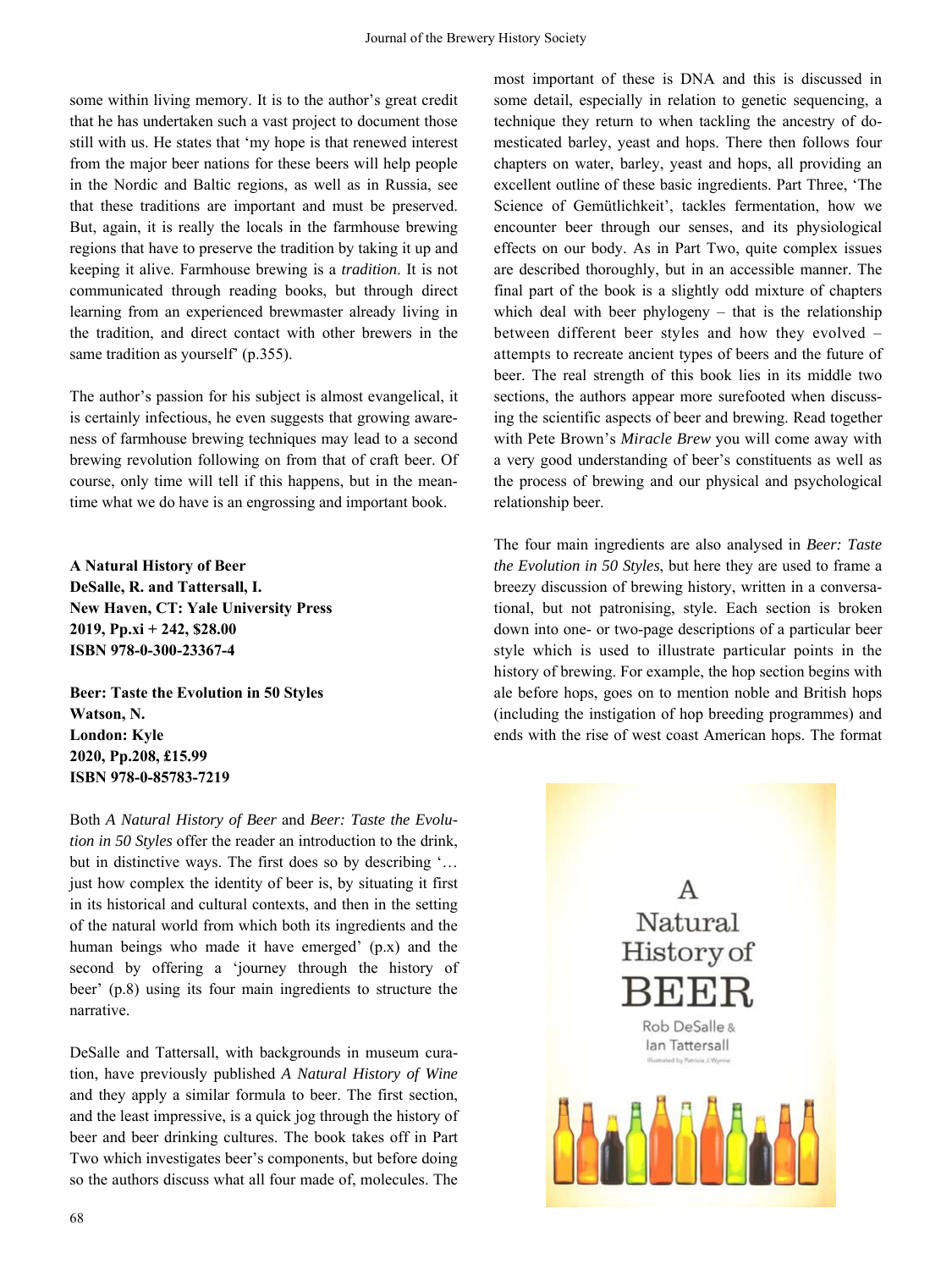some within living memory. It is to the author's great credit that he has undertaken such a vast project to document those still with us. He states that 'my hope is that renewed interest from the major beer nations for these beers will help people in the Nordic and Baltic regions, as well as in Russia, see that these traditions are important and must be preserved. But, again, it is really the locals in the farmhouse brewing regions that have to preserve the tradition by taking it up and keeping it alive. Farmhouse brewing is a *tradition*. It is not communicated through reading books, but through direct learning from an experienced brewmaster already living in the tradition, and direct contact with other brewers in the same tradition as yourself' (p.355).

The author's passion for his subject is almost evangelical, it is certainly infectious, he even suggests that growing awareness of farmhouse brewing techniques may lead to a second brewing revolution following on from that of craft beer. Of course, only time will tell if this happens, but in the meantime what we do have is an engrossing and important book.

**A Natural History of Beer**
**DeSalle, R. and Tattersall, I.**
**New Haven, CT: Yale University Press**
**2019, Pp.xi + 242, $28.00**
**ISBN 978-0-300-23367-4**

**Beer: Taste the Evolution in 50 Styles**
**Watson, N.**
**London: Kyle**
**2020, Pp.208, £15.99**
**ISBN 978-0-85783-7219**

Both *A Natural History of Beer* and *Beer: Taste the Evolution in 50 Styles* offer the reader an introduction to the drink, but in distinctive ways. The first does so by describing '… just how complex the identity of beer is, by situating it first in its historical and cultural contexts, and then in the setting of the natural world from which both its ingredients and the human beings who made it have emerged' (p.x) and the second by offering a 'journey through the history of beer' (p.8) using its four main ingredients to structure the narrative.

DeSalle and Tattersall, with backgrounds in museum curation, have previously published *A Natural History of Wine* and they apply a similar formula to beer. The first section, and the least impressive, is a quick jog through the history of beer and beer drinking cultures. The book takes off in Part Two which investigates beer's components, but before doing so the authors discuss what all four made of, molecules. The most important of these is DNA and this is discussed in some detail, especially in relation to genetic sequencing, a technique they return to when tackling the ancestry of domesticated barley, yeast and hops. There then follows four chapters on water, barley, yeast and hops, all providing an excellent outline of these basic ingredients. Part Three, 'The Science of Gemütlichkeit', tackles fermentation, how we encounter beer through our senses, and its physiological effects on our body. As in Part Two, quite complex issues are described thoroughly, but in an accessible manner. The final part of the book is a slightly odd mixture of chapters which deal with beer phylogeny – that is the relationship between different beer styles and how they evolved – attempts to recreate ancient types of beers and the future of beer. The real strength of this book lies in its middle two sections, the authors appear more surefooted when discussing the scientific aspects of beer and brewing. Read together with Pete Brown's *Miracle Brew* you will come away with a very good understanding of beer's constituents as well as the process of brewing and our physical and psychological relationship beer.

The four main ingredients are also analysed in *Beer: Taste the Evolution in 50 Styles*, but here they are used to frame a breezy discussion of brewing history, written in a conversational, but not patronising, style. Each section is broken down into one- or two-page descriptions of a particular beer style which is used to illustrate particular points in the history of brewing. For example, the hop section begins with ale before hops, goes on to mention noble and British hops (including the instigation of hop breeding programmes) and ends with the rise of west coast American hops. The format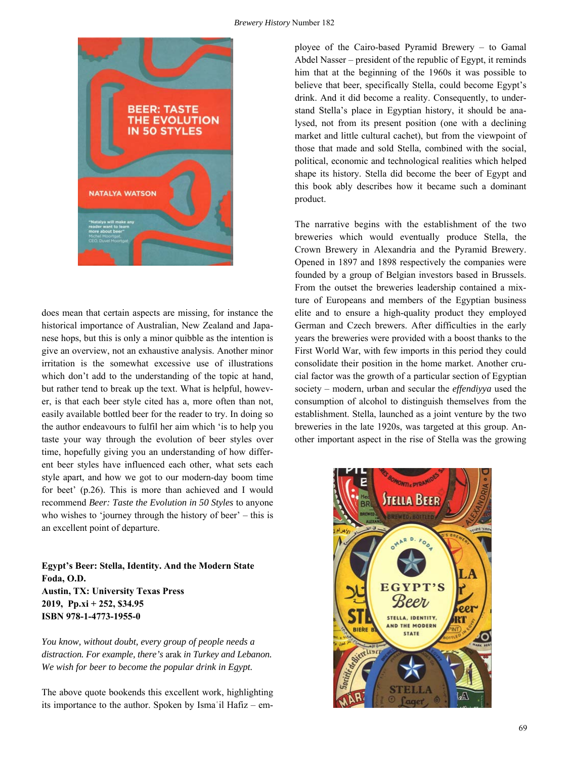does mean that certain aspects are missing, for instance the historical importance of Australian, New Zealand and Japanese hops, but this is only a minor quibble as the intention is give an overview, not an exhaustive analysis. Another minor irritation is the somewhat excessive use of illustrations which don't add to the understanding of the topic at hand, but rather tend to break up the text. What is helpful, however, is that each beer style cited has a, more often than not, easily available bottled beer for the reader to try. In doing so the author endeavours to fulfil her aim which 'is to help you taste your way through the evolution of beer styles over time, hopefully giving you an understanding of how different beer styles have influenced each other, what sets each style apart, and how we got to our modern-day boom time for beet' (p.26). This is more than achieved and I would recommend *Beer: Taste the Evolution in 50 Styles* to anyone who wishes to 'journey through the history of beer' – this is an excellent point of departure.

**Egypt's Beer: Stella, Identity. And the Modern State**
**Foda, O.D.**
**Austin, TX: University Texas Press**
**2019, Pp.xi + 252, $34.95**
**ISBN 978-1-4773-1955-0**

*You know, without doubt, every group of people needs a distraction. For example, there's* arak *in Turkey and Lebanon. We wish for beer to become the popular drink in Egypt.*

The above quote bookends this excellent work, highlighting its importance to the author. Spoken by Ismaʿil Hafiz – employee of the Cairo-based Pyramid Brewery – to Gamal Abdel Nasser – president of the republic of Egypt, it reminds him that at the beginning of the 1960s it was possible to believe that beer, specifically Stella, could become Egypt's drink. And it did become a reality. Consequently, to understand Stella's place in Egyptian history, it should be analysed, not from its present position (one with a declining market and little cultural cachet), but from the viewpoint of those that made and sold Stella, combined with the social, political, economic and technological realities which helped shape its history. Stella did become the beer of Egypt and this book ably describes how it became such a dominant product.

The narrative begins with the establishment of the two breweries which would eventually produce Stella, the Crown Brewery in Alexandria and the Pyramid Brewery. Opened in 1897 and 1898 respectively the companies were founded by a group of Belgian investors based in Brussels. From the outset the breweries leadership contained a mixture of Europeans and members of the Egyptian business elite and to ensure a high-quality product they employed German and Czech brewers. After difficulties in the early years the breweries were provided with a boost thanks to the First World War, with few imports in this period they could consolidate their position in the home market. Another crucial factor was the growth of a particular section of Egyptian society – modern, urban and secular the *effendiyya* used the consumption of alcohol to distinguish themselves from the establishment. Stella, launched as a joint venture by the two breweries in the late 1920s, was targeted at this group. Another important aspect in the rise of Stella was the growing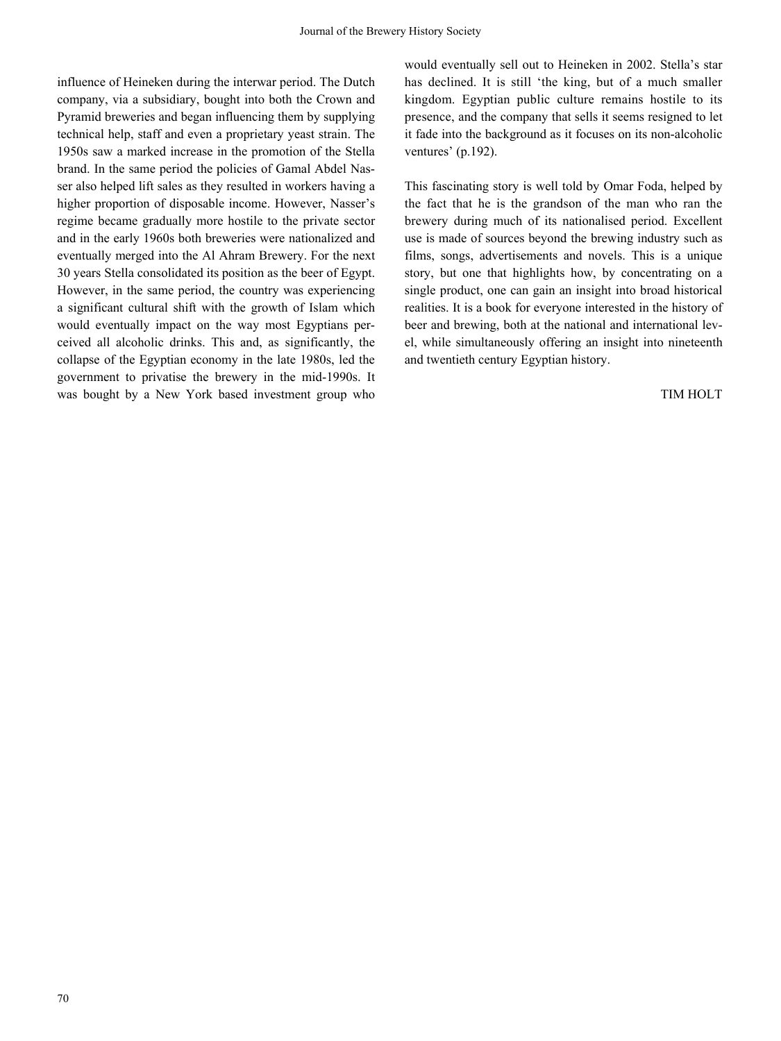influence of Heineken during the interwar period. The Dutch company, via a subsidiary, bought into both the Crown and Pyramid breweries and began influencing them by supplying technical help, staff and even a proprietary yeast strain. The 1950s saw a marked increase in the promotion of the Stella brand. In the same period the policies of Gamal Abdel Nasser also helped lift sales as they resulted in workers having a higher proportion of disposable income. However, Nasser's regime became gradually more hostile to the private sector and in the early 1960s both breweries were nationalized and eventually merged into the Al Ahram Brewery. For the next 30 years Stella consolidated its position as the beer of Egypt. However, in the same period, the country was experiencing a significant cultural shift with the growth of Islam which would eventually impact on the way most Egyptians perceived all alcoholic drinks. This and, as significantly, the collapse of the Egyptian economy in the late 1980s, led the government to privatise the brewery in the mid-1990s. It was bought by a New York based investment group who would eventually sell out to Heineken in 2002. Stella's star has declined. It is still 'the king, but of a much smaller kingdom. Egyptian public culture remains hostile to its presence, and the company that sells it seems resigned to let it fade into the background as it focuses on its non-alcoholic ventures' (p.192).

This fascinating story is well told by Omar Foda, helped by the fact that he is the grandson of the man who ran the brewery during much of its nationalised period. Excellent use is made of sources beyond the brewing industry such as films, songs, advertisements and novels. This is a unique story, but one that highlights how, by concentrating on a single product, one can gain an insight into broad historical realities. It is a book for everyone interested in the history of beer and brewing, both at the national and international level, while simultaneously offering an insight into nineteenth and twentieth century Egyptian history.

TIM HOLT